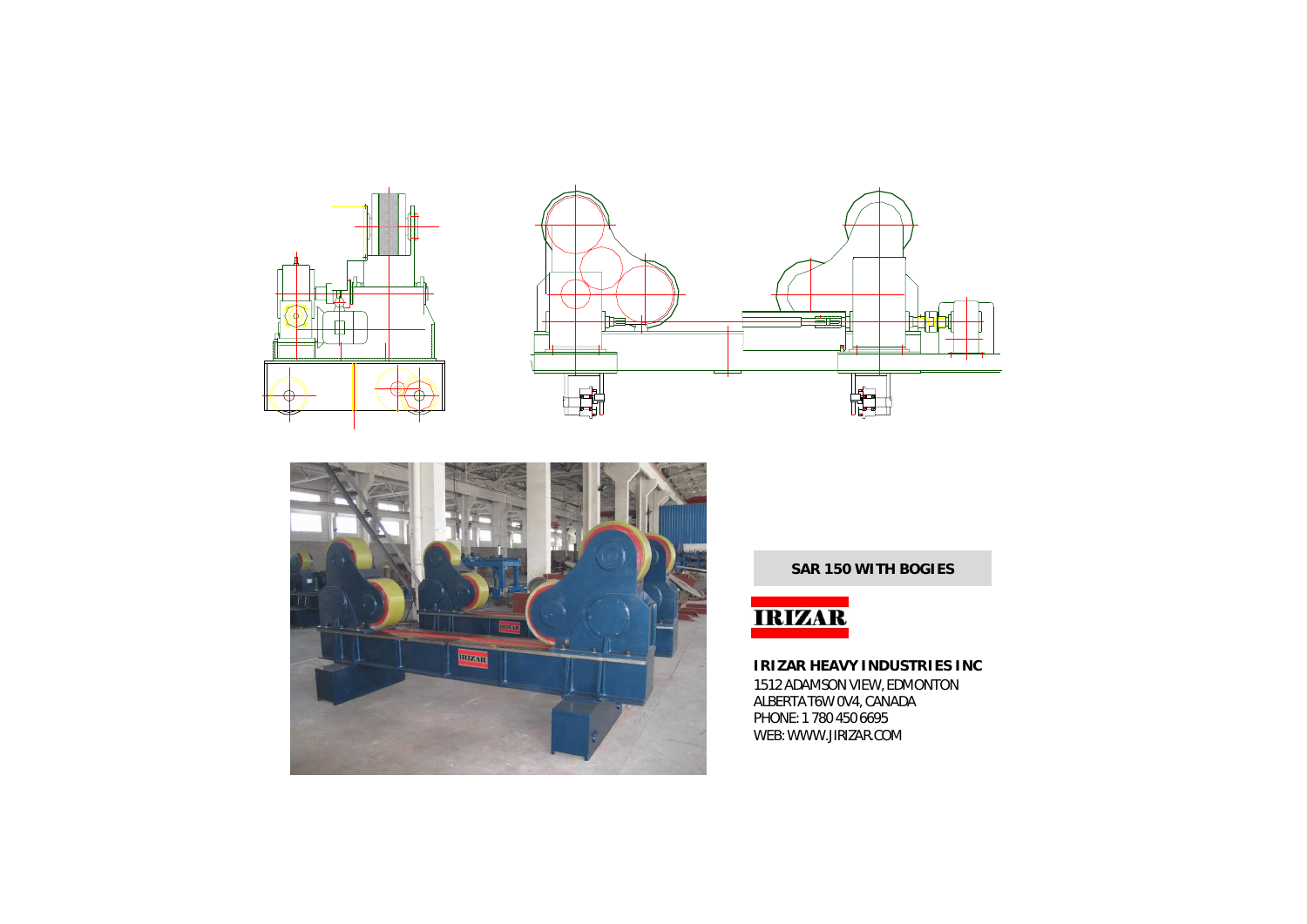**SAR 150 WITH BOGIES**

IRIZAR

**IRIZAR HEAVY INDUSTRIES INC**

1512 ADAMSON VIEW, EDMONTON
ALBERTA T6W 0V4, CANADA
PHONE: 1 780 450 6695
WEB: WWW.JIRIZAR.COM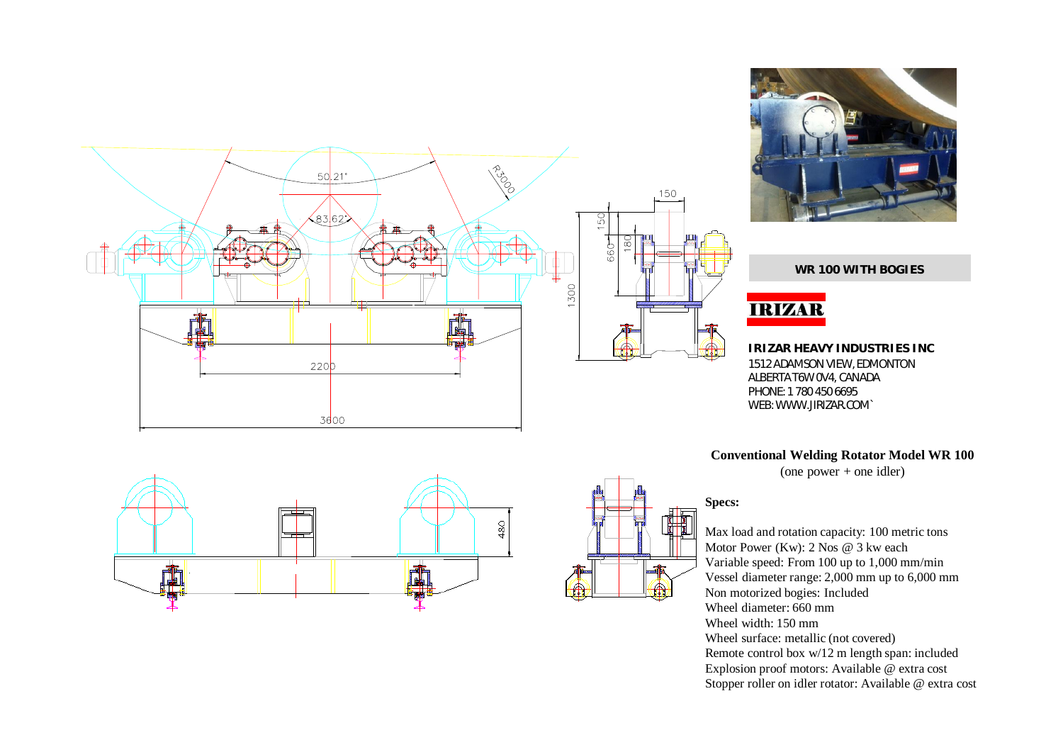**WR 100 WITH BOGIES**

**IRIZAR**

**IRIZAR HEAVY INDUSTRIES INC**
1512 ADAMSON VIEW, EDMONTON
ALBERTA T6W 0V4, CANADA
PHONE: 1 780 450 6695
WEB: WWW.JIRIZAR.COM`

## Conventional Welding Rotator Model WR 100

(one power + one idler)

**Specs:**

Max load and rotation capacity: 100 metric tons
Motor Power (Kw): 2 Nos @ 3 kw each
Variable speed: From 100 up to 1,000 mm/min
Vessel diameter range: 2,000 mm up to 6,000 mm
Non motorized bogies: Included
Wheel diameter: 660 mm
Wheel width: 150 mm
Wheel surface: metallic (not covered)
Remote control box w/12 m length span: included
Explosion proof motors: Available @ extra cost
Stopper roller on idler rotator: Available @ extra cost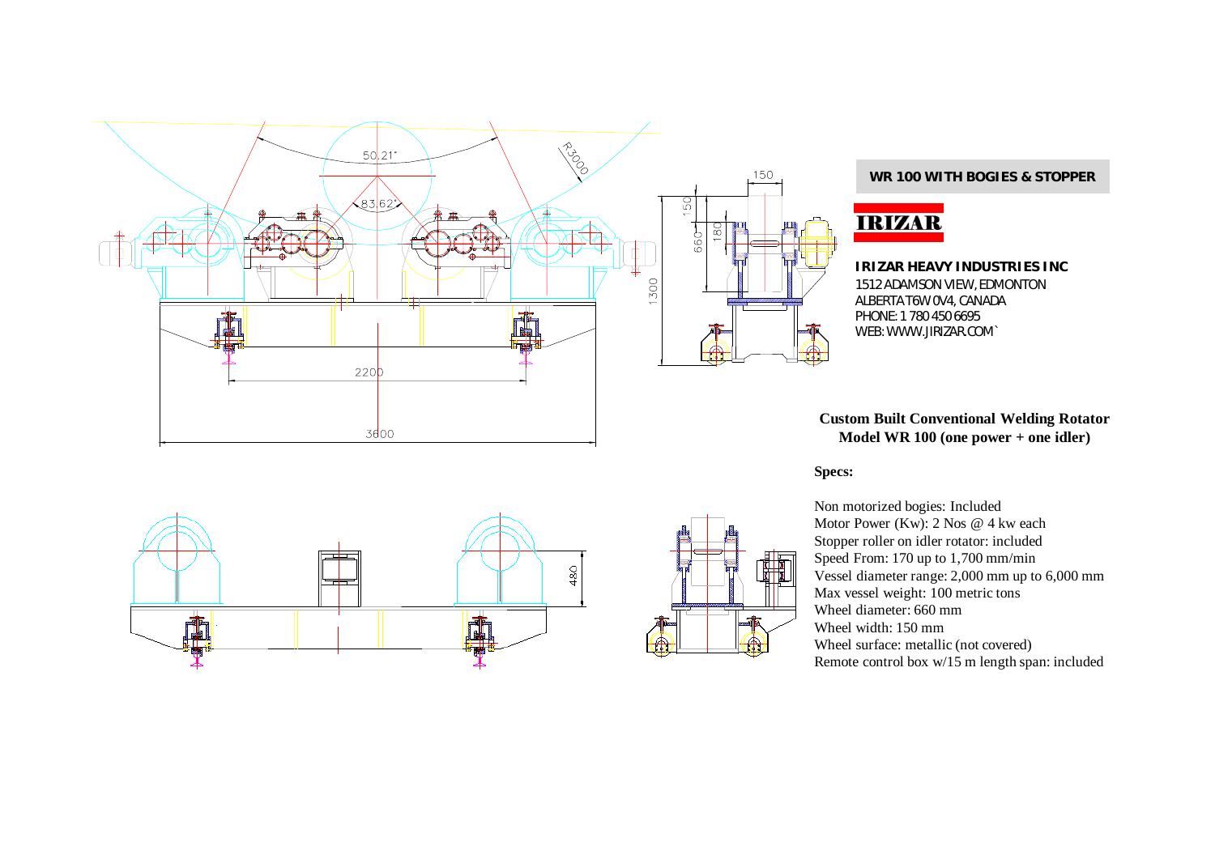50.21°

83.62°

R3000

150

150

660

180

1300

2200

3600

480

**WR 100 WITH BOGIES & STOPPER**

**IRIZAR**

**IRIZAR HEAVY INDUSTRIES INC**
1512 ADAMSON VIEW, EDMONTON
ALBERTA T6W 0V4, CANADA
PHONE: 1 780 450 6695
WEB: WWW.JIRIZAR.COM`

**Custom Built Conventional Welding Rotator**
**Model WR 100 (one power + one idler)**

**Specs:**

Non motorized bogies: Included
Motor Power (Kw): 2 Nos @ 4 kw each
Stopper roller on idler rotator: included
Speed From: 170 up to 1,700 mm/min
Vessel diameter range: 2,000 mm up to 6,000 mm
Max vessel weight: 100 metric tons
Wheel diameter: 660 mm
Wheel width: 150 mm
Wheel surface: metallic (not covered)
Remote control box w/15 m length span: included